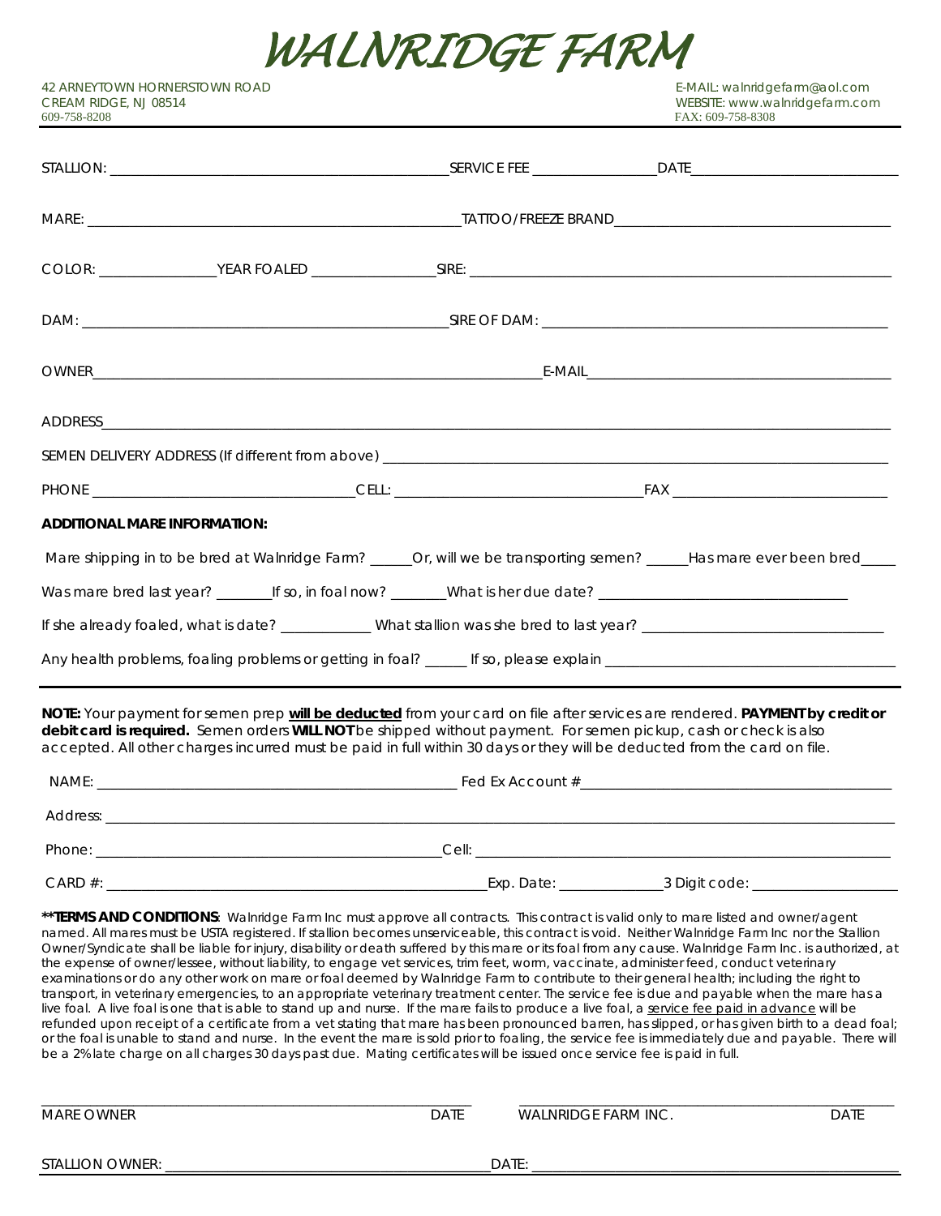# WALNRIDGE FARM

42 ARNEYTOWN HORNERSTOWN ROAD
CREAM RIDGE, NJ 08514
609-758-8208

E-MAIL: walnridgefarm@aol.com
WEBSITE: www.walnridgefarm.com
FAX: 609-758-8308

---

STALLION: _______________________________________________ SERVICE FEE _________________ DATE _____________________________

MARE: ____________________________________________________ TATTOO/FREEZE BRAND _______________________________________

COLOR: ________________ YEAR FOALED ________________ SIRE: ______________________________________________________________

DAM: _________________________________________________ SIRE OF DAM: _______________________________________________

OWNER_______________________________________________________________ E-MAIL__________________________________________

ADDRESS_______________________________________________________________________________________________________

SEMEN DELIVERY ADDRESS (If different from above) _______________________________________________________________________

PHONE ___________________________________ CELL: _________________________________ FAX ______________________________

**ADDITIONAL MARE INFORMATION:**

Mare shipping in to be bred at Walnridge Farm? _____Or, will we be transporting semen? _____Has mare ever been bred_____

Was mare bred last year? _______If so, in foal now? _______What is her due date? _________________________________

If she already foaled, what is date? ____________ What stallion was she bred to last year? _________________________________

Any health problems, foaling problems or getting in foal? ______ If so, please explain ______________________________________

---

**NOTE:** Your payment for semen prep **__will be deducted__** from your card on file after services are rendered. **PAYMENT by credit or debit card is required.** Semen orders **WILL NOT** be shipped without payment. For semen pickup, cash or check is also accepted. All other charges incurred must be paid in full within 30 days or they will be deducted from the card on file.

NAME: _________________________________________________ Fed Ex Account #__________________________________________

Address: ______________________________________________________________________________________________________

Phone: ______________________________________________ Cell: ________________________________________________________

CARD #: _____________________________________________________ Exp. Date: ______________ 3 Digit code: ____________________

**\*\*TERMS AND CONDITIONS**: Walnridge Farm Inc must approve all contracts. This contract is valid only to mare listed and owner/agent named. All mares must be USTA registered. If stallion becomes unserviceable, this contract is void. Neither Walnridge Farm Inc nor the Stallion Owner/Syndicate shall be liable for injury, disability or death suffered by this mare or its foal from any cause. Walnridge Farm Inc. is authorized, at the expense of owner/lessee, without liability, to engage vet services, trim feet, worm, vaccinate, administer feed, conduct veterinary examinations or do any other work on mare or foal deemed by Walnridge Farm to contribute to their general health; including the right to transport, in veterinary emergencies, to an appropriate veterinary treatment center. The service fee is due and payable when the mare has a live foal. A live foal is one that is able to stand up and nurse. If the mare fails to produce a live foal, a __service fee paid in advance__ will be refunded upon receipt of a certificate from a vet stating that mare has been pronounced barren, has slipped, or has given birth to a dead foal; or the foal is unable to stand and nurse. In the event the mare is sold prior to foaling, the service fee is immediately due and payable. There will be a 2% late charge on all charges 30 days past due. Mating certificates will be issued once service fee is paid in full.

_____________________________________________________ _____________________________________________________

MARE OWNER DATE WALNRIDGE FARM INC. DATE

STALLION OWNER: ___________________________________________ DATE: _______________________________________________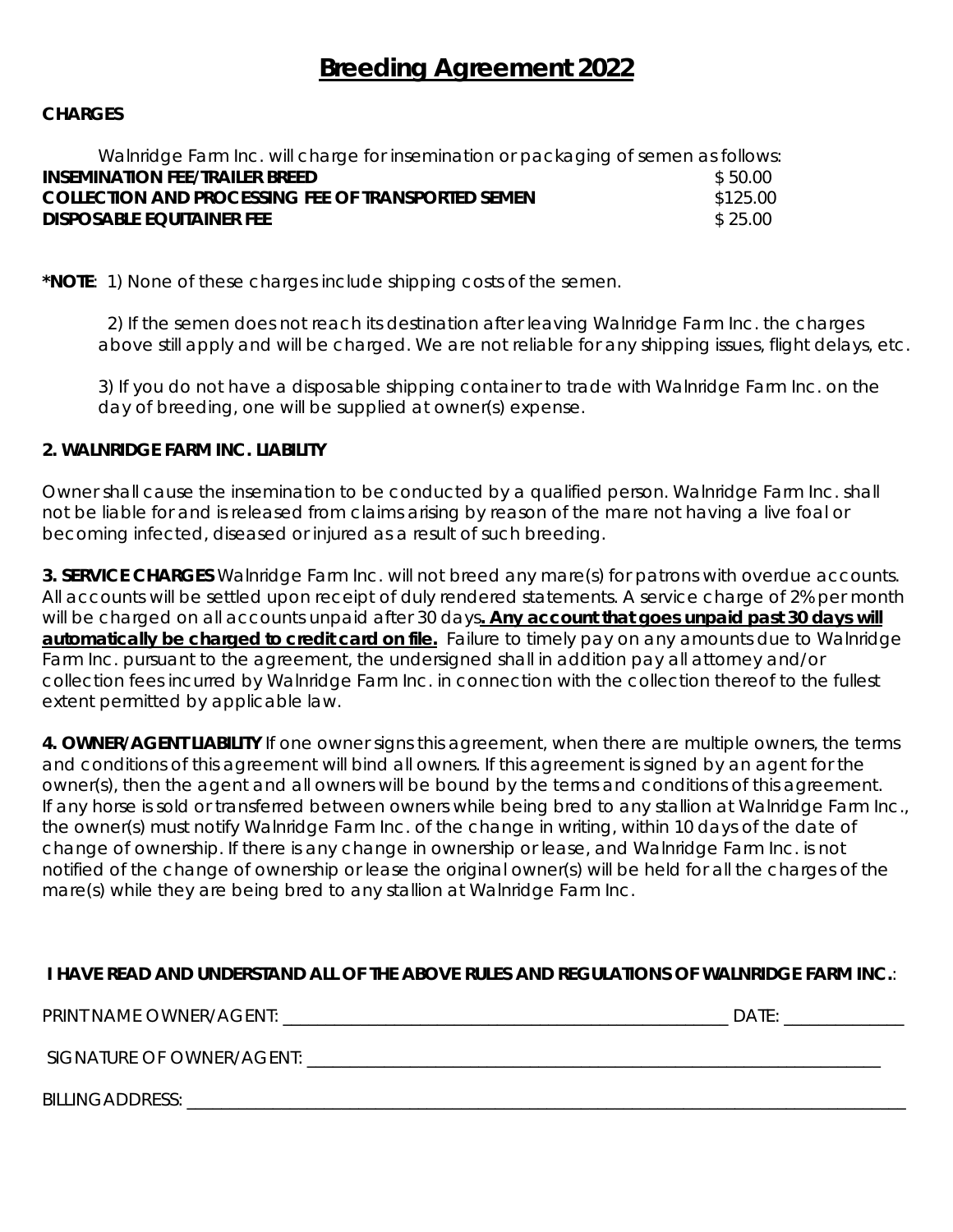# Breeding Agreement 2022

**CHARGES**

Walnridge Farm Inc. will charge for insemination or packaging of semen as follows:

| | |
|---|---|
| **INSEMINATION FEE/TRAILER BREED** | $ 50.00 |
| **COLLECTION AND PROCESSING FEE OF TRANSPORTED SEMEN** | $125.00 |
| **DISPOSABLE EQUITAINER FEE** | $ 25.00 |

***NOTE**: 1) None of these charges include shipping costs of the semen.

2) If the semen does not reach its destination after leaving Walnridge Farm Inc. the charges above still apply and will be charged. We are not reliable for any shipping issues, flight delays, etc.

3) If you do not have a disposable shipping container to trade with Walnridge Farm Inc. on the day of breeding, one will be supplied at owner(s) expense.

**2. WALNRIDGE FARM INC. LIABILITY**

Owner shall cause the insemination to be conducted by a qualified person. Walnridge Farm Inc. shall not be liable for and is released from claims arising by reason of the mare not having a live foal or becoming infected, diseased or injured as a result of such breeding.

**3. SERVICE CHARGES** Walnridge Farm Inc. will not breed any mare(s) for patrons with overdue accounts. All accounts will be settled upon receipt of duly rendered statements. A service charge of 2% per month will be charged on all accounts unpaid after 30 days**. Any account that goes unpaid past 30 days will automatically be charged to credit card on file.** Failure to timely pay on any amounts due to Walnridge Farm Inc. pursuant to the agreement, the undersigned shall in addition pay all attorney and/or collection fees incurred by Walnridge Farm Inc. in connection with the collection thereof to the fullest extent permitted by applicable law.

**4. OWNER/AGENT LIABILITY** If one owner signs this agreement, when there are multiple owners, the terms and conditions of this agreement will bind all owners. If this agreement is signed by an agent for the owner(s), then the agent and all owners will be bound by the terms and conditions of this agreement. If any horse is sold or transferred between owners while being bred to any stallion at Walnridge Farm Inc., the owner(s) must notify Walnridge Farm Inc. of the change in writing, within 10 days of the date of change of ownership. If there is any change in ownership or lease, and Walnridge Farm Inc. is not notified of the change of ownership or lease the original owner(s) will be held for all the charges of the mare(s) while they are being bred to any stallion at Walnridge Farm Inc.

**I HAVE READ AND UNDERSTAND ALL OF THE ABOVE RULES AND REGULATIONS OF WALNRIDGE FARM INC.**:

PRINT NAME OWNER/AGENT: ______________________________________________ DATE: ____________

SIGNATURE OF OWNER/AGENT: ________________________________________________________

BILLING ADDRESS: ______________________________________________________________________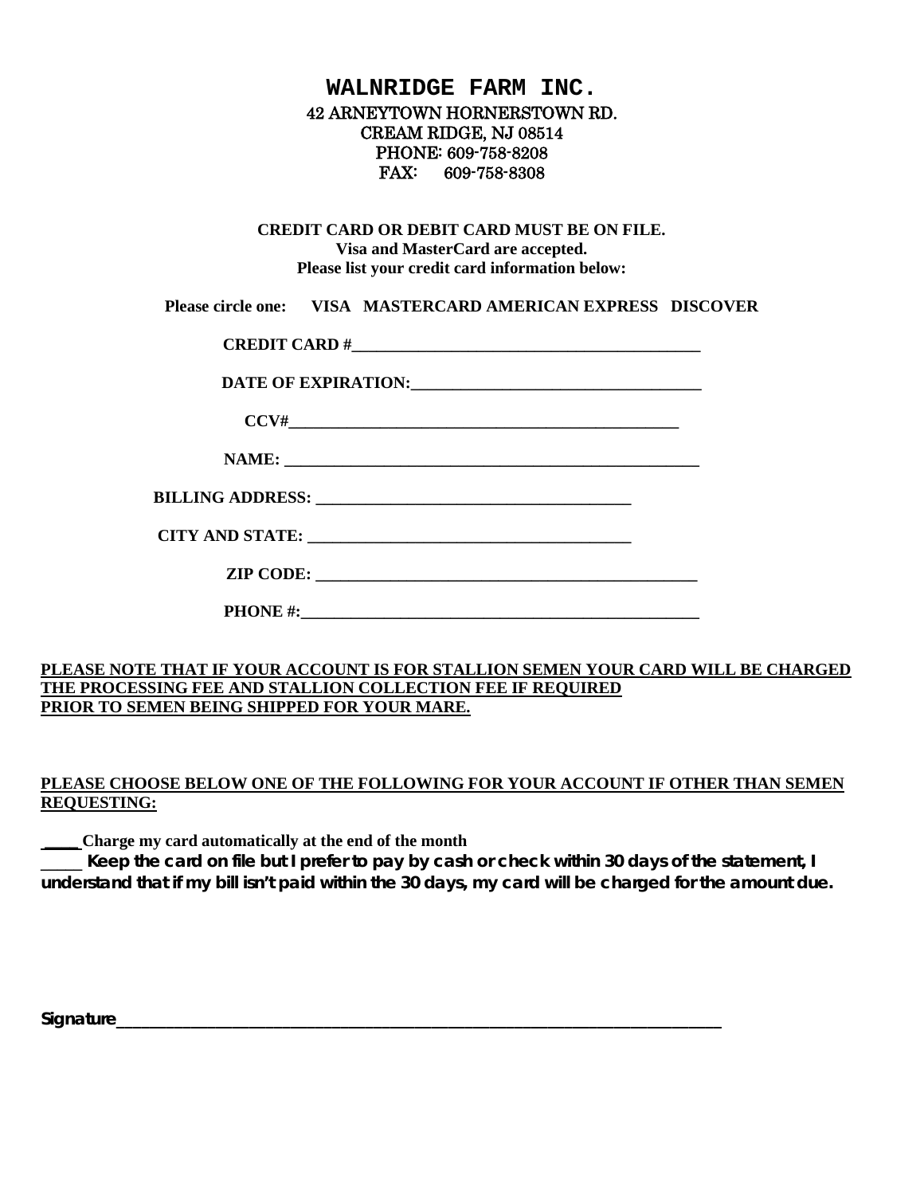# WALNRIDGE FARM INC.

42 ARNEYTOWN HORNERSTOWN RD.
CREAM RIDGE, NJ 08514
PHONE: 609-758-8208
FAX: 609-758-8308

**CREDIT CARD OR DEBIT CARD MUST BE ON FILE.**
**Visa and MasterCard are accepted.**
**Please list your credit card information below:**

**Please circle one: VISA MASTERCARD AMERICAN EXPRESS DISCOVER**

**CREDIT CARD #**___________________________________________

**DATE OF EXPIRATION:**___________________________________

**CCV#**_______________________________________________

**NAME:** ___________________________________________________

**BILLING ADDRESS:** _______________________________________

**CITY AND STATE:** ________________________________________

**ZIP CODE:** _______________________________________________

**PHONE #:**________________________________________________

**PLEASE NOTE THAT IF YOUR ACCOUNT IS FOR STALLION SEMEN YOUR CARD WILL BE CHARGED THE PROCESSING FEE AND STALLION COLLECTION FEE IF REQUIRED PRIOR TO SEMEN BEING SHIPPED FOR YOUR MARE.**

**PLEASE CHOOSE BELOW ONE OF THE FOLLOWING FOR YOUR ACCOUNT IF OTHER THAN SEMEN REQUESTING:**

_____ **Charge my card automatically at the end of the month**

_____ **Keep the card on file but I prefer to pay by cash or check within 30 days of the statement, I understand that if my bill isn't paid within the 30 days, my card will be charged for the amount due.**

**Signature**_____________________________________________________________